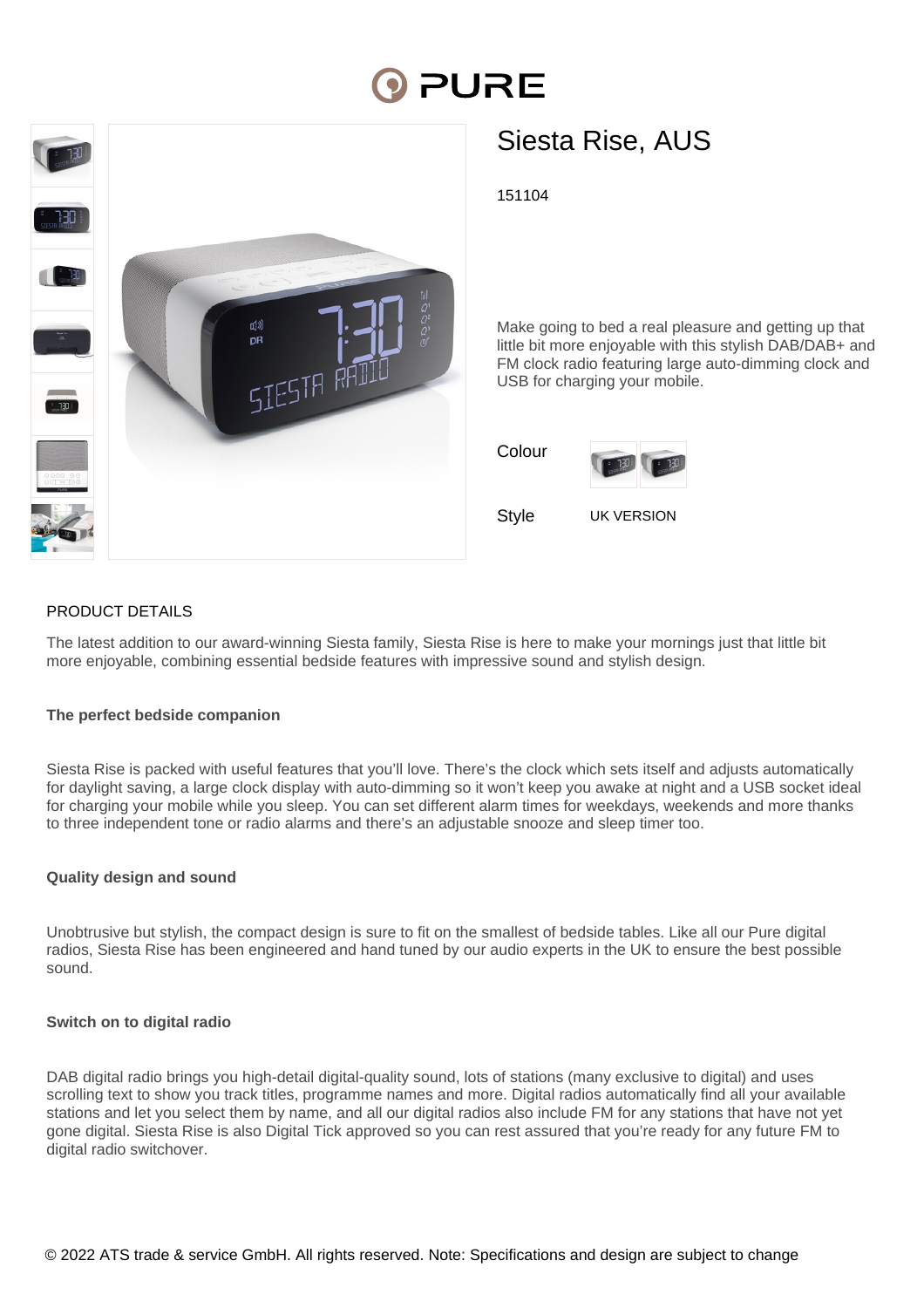# PURE

## Siesta Rise, AUS

151104

Make going to bed a real pleasure and getting up that little bit more enjoyable with this stylish DAB/DAB+ and FM clock radio featuring large auto-dimming clock and USB for charging your mobile.

Colour

Style UK VERSION

## PRODUCT DETAILS

The latest addition to our award-winning Siesta family, Siesta Rise is here to make your mornings just that little bit more enjoyable, combining essential bedside features with impressive sound and stylish design.

### The perfect bedside companion

Siesta Rise is packed with useful features that you'll love. There's the clock which sets itself and adjusts automatically for daylight saving, a large clock display with auto-dimming so it won't keep you awake at night and a USB socket ideal for charging your mobile while you sleep. You can set different alarm times for weekdays, weekends and more thanks to three independent tone or radio alarms and there's an adjustable snooze and sleep timer too.

### Quality design and sound

Unobtrusive but stylish, the compact design is sure to fit on the smallest of bedside tables. Like all our Pure digital radios, Siesta Rise has been engineered and hand tuned by our audio experts in the UK to ensure the best possible sound.

### Switch on to digital radio

DAB digital radio brings you high-detail digital-quality sound, lots of stations (many exclusive to digital) and uses scrolling text to show you track titles, programme names and more. Digital radios automatically find all your available stations and let you select them by name, and all our digital radios also include FM for any stations that have not yet gone digital. Siesta Rise is also Digital Tick approved so you can rest assured that you're ready for any future FM to digital radio switchover.

© 2022 ATS trade & service GmbH. All rights reserved. Note: Specifications and design are subject to change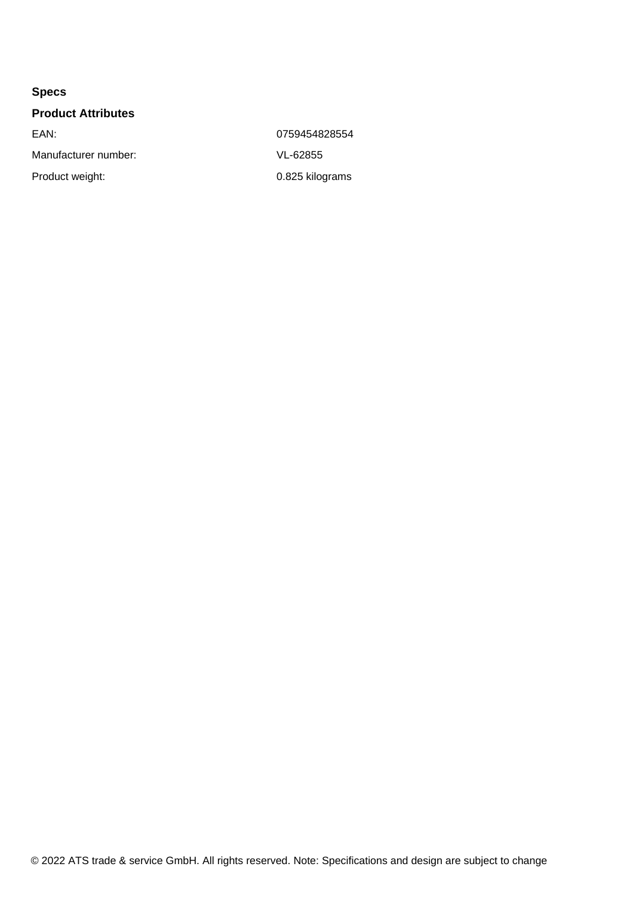## Specs

### Product Attributes

| | |
|---|---|
| EAN: | 0759454828554 |
| Manufacturer number: | VL-62855 |
| Product weight: | 0.825 kilograms |

© 2022 ATS trade & service GmbH. All rights reserved. Note: Specifications and design are subject to change